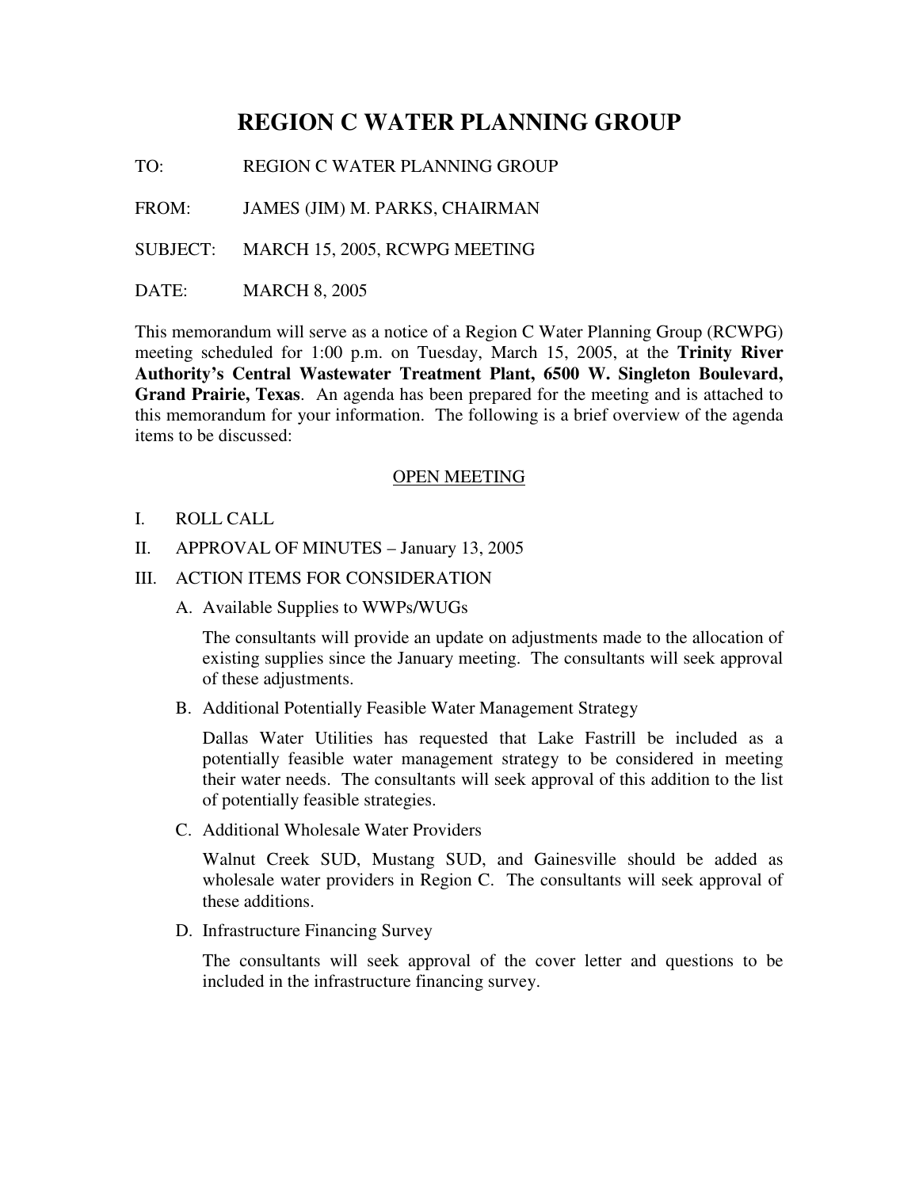# REGION C WATER PLANNING GROUP

TO: REGION C WATER PLANNING GROUP

FROM: JAMES (JIM) M. PARKS, CHAIRMAN

SUBJECT: MARCH 15, 2005, RCWPG MEETING

DATE: MARCH 8, 2005

This memorandum will serve as a notice of a Region C Water Planning Group (RCWPG) meeting scheduled for 1:00 p.m. on Tuesday, March 15, 2005, at the **Trinity River Authority's Central Wastewater Treatment Plant, 6500 W. Singleton Boulevard, Grand Prairie, Texas**. An agenda has been prepared for the meeting and is attached to this memorandum for your information. The following is a brief overview of the agenda items to be discussed:

## OPEN MEETING

I. ROLL CALL

II. APPROVAL OF MINUTES – January 13, 2005

III. ACTION ITEMS FOR CONSIDERATION

A. Available Supplies to WWPs/WUGs

The consultants will provide an update on adjustments made to the allocation of existing supplies since the January meeting. The consultants will seek approval of these adjustments.

B. Additional Potentially Feasible Water Management Strategy

Dallas Water Utilities has requested that Lake Fastrill be included as a potentially feasible water management strategy to be considered in meeting their water needs. The consultants will seek approval of this addition to the list of potentially feasible strategies.

C. Additional Wholesale Water Providers

Walnut Creek SUD, Mustang SUD, and Gainesville should be added as wholesale water providers in Region C. The consultants will seek approval of these additions.

D. Infrastructure Financing Survey

The consultants will seek approval of the cover letter and questions to be included in the infrastructure financing survey.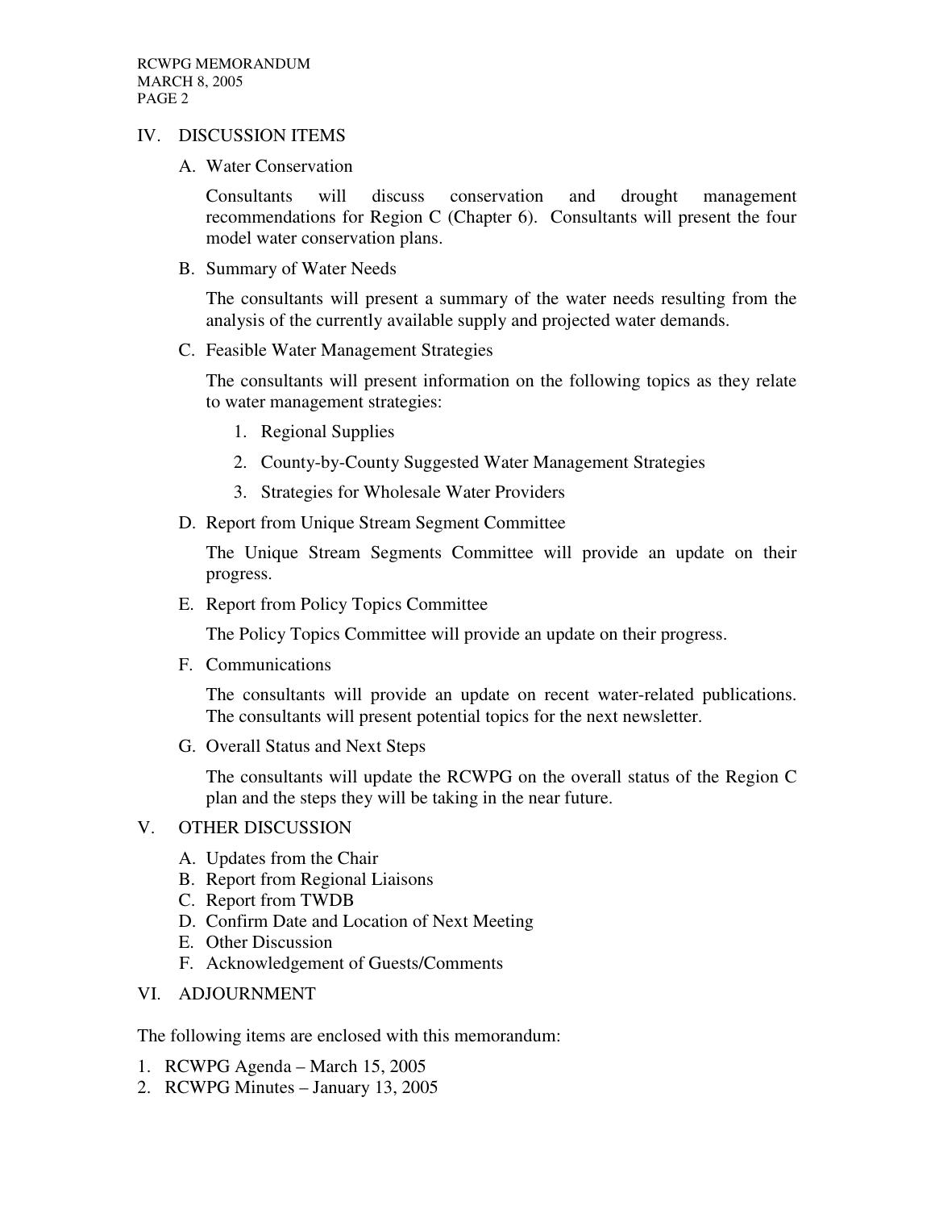## IV. DISCUSSION ITEMS

A. Water Conservation

Consultants will discuss conservation and drought management recommendations for Region C (Chapter 6). Consultants will present the four model water conservation plans.

B. Summary of Water Needs

The consultants will present a summary of the water needs resulting from the analysis of the currently available supply and projected water demands.

C. Feasible Water Management Strategies

The consultants will present information on the following topics as they relate to water management strategies:

1. Regional Supplies
2. County-by-County Suggested Water Management Strategies
3. Strategies for Wholesale Water Providers

D. Report from Unique Stream Segment Committee

The Unique Stream Segments Committee will provide an update on their progress.

E. Report from Policy Topics Committee

The Policy Topics Committee will provide an update on their progress.

F. Communications

The consultants will provide an update on recent water-related publications. The consultants will present potential topics for the next newsletter.

G. Overall Status and Next Steps

The consultants will update the RCWPG on the overall status of the Region C plan and the steps they will be taking in the near future.

## V. OTHER DISCUSSION

A. Updates from the Chair
B. Report from Regional Liaisons
C. Report from TWDB
D. Confirm Date and Location of Next Meeting
E. Other Discussion
F. Acknowledgement of Guests/Comments

## VI. ADJOURNMENT

The following items are enclosed with this memorandum:

1. RCWPG Agenda – March 15, 2005
2. RCWPG Minutes – January 13, 2005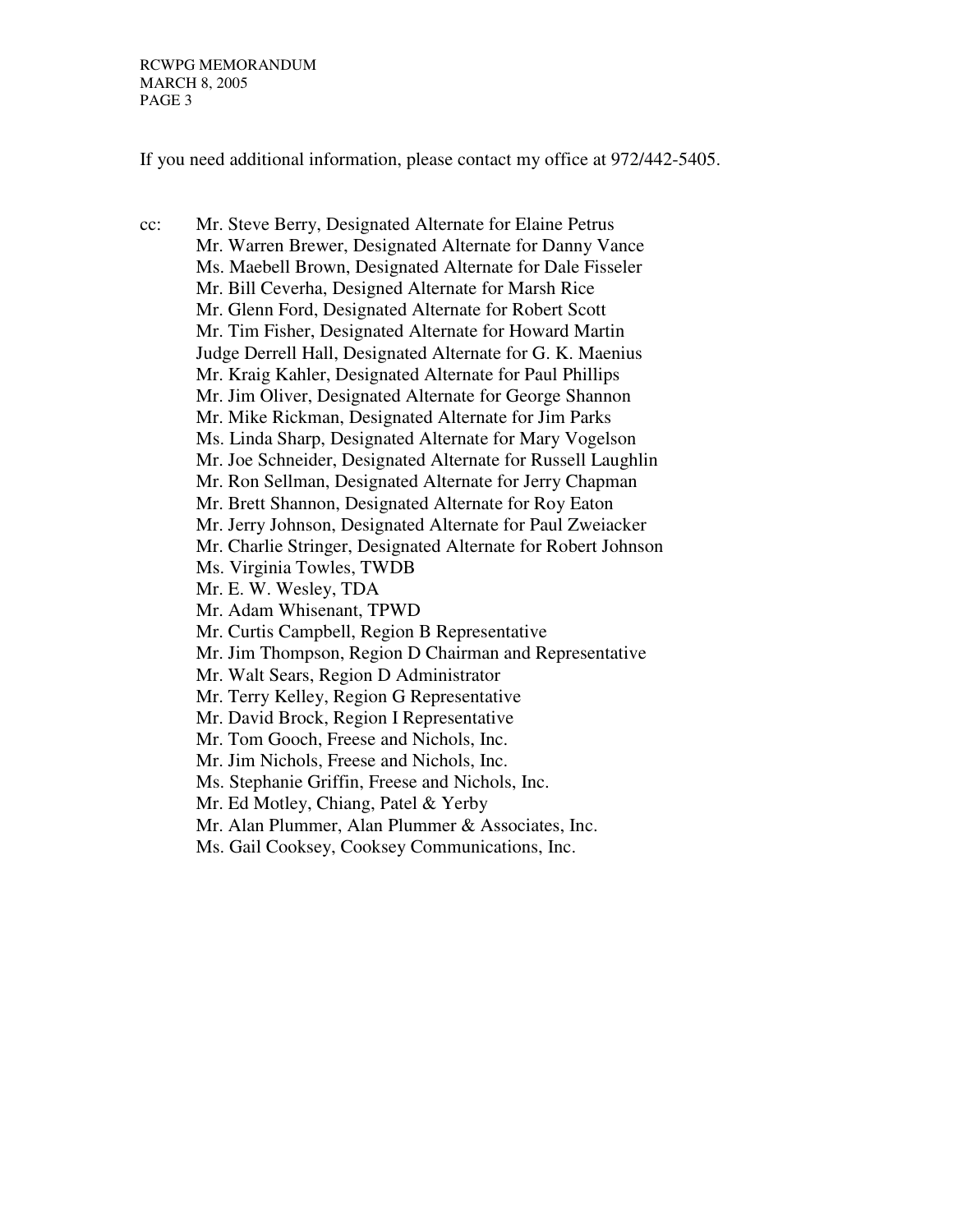If you need additional information, please contact my office at 972/442-5405.

cc: Mr. Steve Berry, Designated Alternate for Elaine Petrus
Mr. Warren Brewer, Designated Alternate for Danny Vance
Ms. Maebell Brown, Designated Alternate for Dale Fisseler
Mr. Bill Ceverha, Designed Alternate for Marsh Rice
Mr. Glenn Ford, Designated Alternate for Robert Scott
Mr. Tim Fisher, Designated Alternate for Howard Martin
Judge Derrell Hall, Designated Alternate for G. K. Maenius
Mr. Kraig Kahler, Designated Alternate for Paul Phillips
Mr. Jim Oliver, Designated Alternate for George Shannon
Mr. Mike Rickman, Designated Alternate for Jim Parks
Ms. Linda Sharp, Designated Alternate for Mary Vogelson
Mr. Joe Schneider, Designated Alternate for Russell Laughlin
Mr. Ron Sellman, Designated Alternate for Jerry Chapman
Mr. Brett Shannon, Designated Alternate for Roy Eaton
Mr. Jerry Johnson, Designated Alternate for Paul Zweiacker
Mr. Charlie Stringer, Designated Alternate for Robert Johnson
Ms. Virginia Towles, TWDB
Mr. E. W. Wesley, TDA
Mr. Adam Whisenant, TPWD
Mr. Curtis Campbell, Region B Representative
Mr. Jim Thompson, Region D Chairman and Representative
Mr. Walt Sears, Region D Administrator
Mr. Terry Kelley, Region G Representative
Mr. David Brock, Region I Representative
Mr. Tom Gooch, Freese and Nichols, Inc.
Mr. Jim Nichols, Freese and Nichols, Inc.
Ms. Stephanie Griffin, Freese and Nichols, Inc.
Mr. Ed Motley, Chiang, Patel & Yerby
Mr. Alan Plummer, Alan Plummer & Associates, Inc.
Ms. Gail Cooksey, Cooksey Communications, Inc.